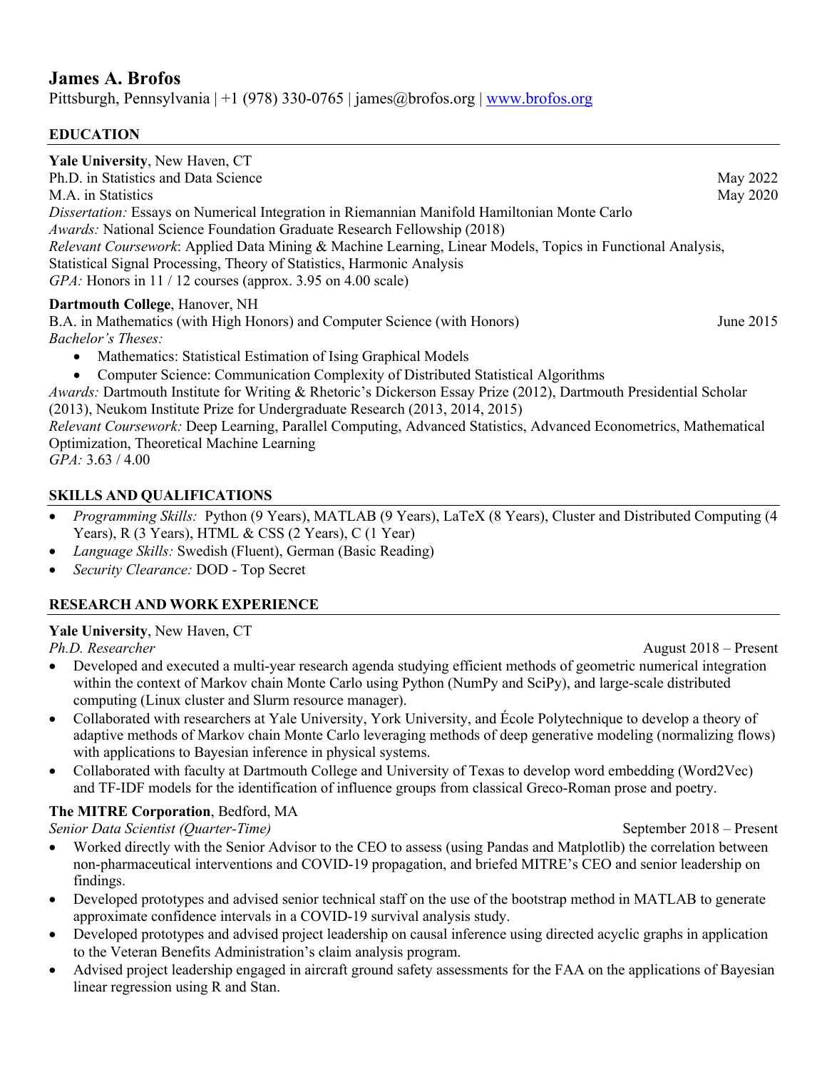# James A. Brofos

Pittsburgh, Pennsylvania | +1 (978) 330-0765 | james@brofos.org | [www.brofos.org](http://www.brofos.org)

## EDUCATION

**Yale University**, New Haven, CT

Ph.D. in Statistics and Data Science — May 2022

M.A. in Statistics — May 2020

*Dissertation:* Essays on Numerical Integration in Riemannian Manifold Hamiltonian Monte Carlo

*Awards:* National Science Foundation Graduate Research Fellowship (2018)

*Relevant Coursework*: Applied Data Mining & Machine Learning, Linear Models, Topics in Functional Analysis, Statistical Signal Processing, Theory of Statistics, Harmonic Analysis

*GPA:* Honors in 11 / 12 courses (approx. 3.95 on 4.00 scale)

**Dartmouth College**, Hanover, NH

B.A. in Mathematics (with High Honors) and Computer Science (with Honors) — June 2015

*Bachelor's Theses:*

- Mathematics: Statistical Estimation of Ising Graphical Models
- Computer Science: Communication Complexity of Distributed Statistical Algorithms

*Awards:* Dartmouth Institute for Writing & Rhetoric's Dickerson Essay Prize (2012), Dartmouth Presidential Scholar (2013), Neukom Institute Prize for Undergraduate Research (2013, 2014, 2015)

*Relevant Coursework:* Deep Learning, Parallel Computing, Advanced Statistics, Advanced Econometrics, Mathematical Optimization, Theoretical Machine Learning

*GPA:* 3.63 / 4.00

## SKILLS AND QUALIFICATIONS

- *Programming Skills:* Python (9 Years), MATLAB (9 Years), LaTeX (8 Years), Cluster and Distributed Computing (4 Years), R (3 Years), HTML & CSS (2 Years), C (1 Year)
- *Language Skills:* Swedish (Fluent), German (Basic Reading)
- *Security Clearance:* DOD - Top Secret

## RESEARCH AND WORK EXPERIENCE

**Yale University**, New Haven, CT

*Ph.D. Researcher* — August 2018 – Present

- Developed and executed a multi-year research agenda studying efficient methods of geometric numerical integration within the context of Markov chain Monte Carlo using Python (NumPy and SciPy), and large-scale distributed computing (Linux cluster and Slurm resource manager).
- Collaborated with researchers at Yale University, York University, and École Polytechnique to develop a theory of adaptive methods of Markov chain Monte Carlo leveraging methods of deep generative modeling (normalizing flows) with applications to Bayesian inference in physical systems.
- Collaborated with faculty at Dartmouth College and University of Texas to develop word embedding (Word2Vec) and TF-IDF models for the identification of influence groups from classical Greco-Roman prose and poetry.

**The MITRE Corporation**, Bedford, MA

*Senior Data Scientist (Quarter-Time)* — September 2018 – Present

- Worked directly with the Senior Advisor to the CEO to assess (using Pandas and Matplotlib) the correlation between non-pharmaceutical interventions and COVID-19 propagation, and briefed MITRE's CEO and senior leadership on findings.
- Developed prototypes and advised senior technical staff on the use of the bootstrap method in MATLAB to generate approximate confidence intervals in a COVID-19 survival analysis study.
- Developed prototypes and advised project leadership on causal inference using directed acyclic graphs in application to the Veteran Benefits Administration's claim analysis program.
- Advised project leadership engaged in aircraft ground safety assessments for the FAA on the applications of Bayesian linear regression using R and Stan.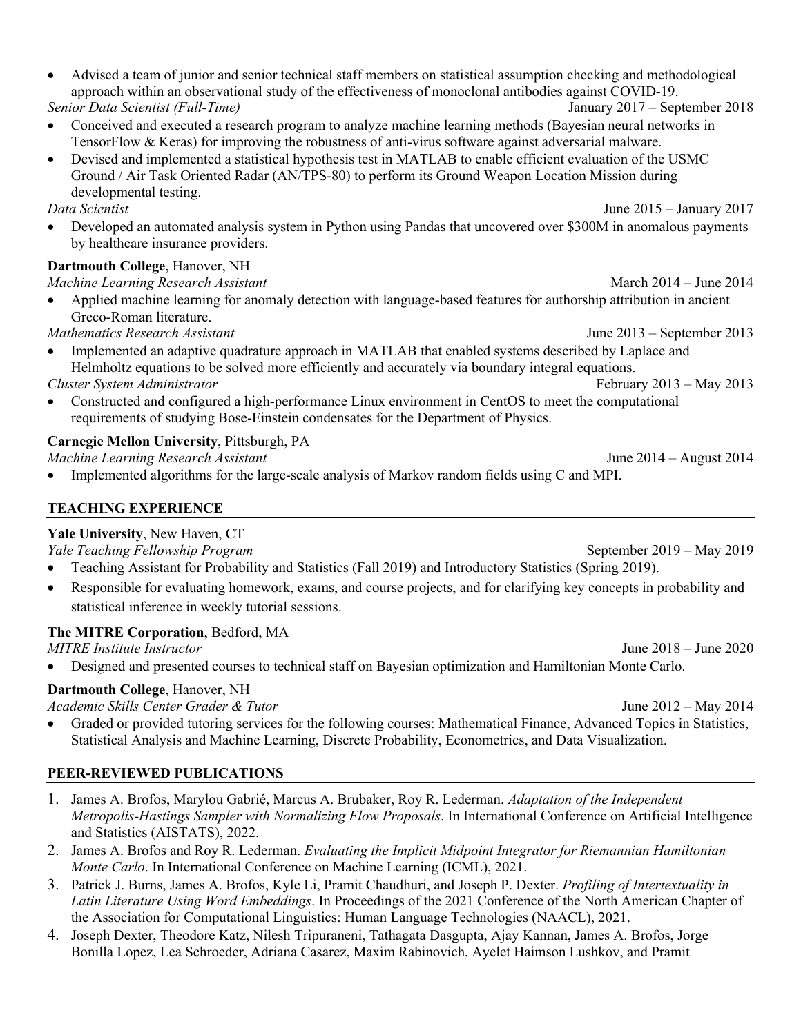- Advised a team of junior and senior technical staff members on statistical assumption checking and methodological approach within an observational study of the effectiveness of monoclonal antibodies against COVID-19.

*Senior Data Scientist (Full-Time)* January 2017 – September 2018

- Conceived and executed a research program to analyze machine learning methods (Bayesian neural networks in TensorFlow & Keras) for improving the robustness of anti-virus software against adversarial malware.
- Devised and implemented a statistical hypothesis test in MATLAB to enable efficient evaluation of the USMC Ground / Air Task Oriented Radar (AN/TPS-80) to perform its Ground Weapon Location Mission during developmental testing.

*Data Scientist* June 2015 – January 2017

- Developed an automated analysis system in Python using Pandas that uncovered over $300M in anomalous payments by healthcare insurance providers.

**Dartmouth College**, Hanover, NH

*Machine Learning Research Assistant* March 2014 – June 2014

- Applied machine learning for anomaly detection with language-based features for authorship attribution in ancient Greco-Roman literature.

*Mathematics Research Assistant* June 2013 – September 2013

- Implemented an adaptive quadrature approach in MATLAB that enabled systems described by Laplace and Helmholtz equations to be solved more efficiently and accurately via boundary integral equations.

*Cluster System Administrator* February 2013 – May 2013

- Constructed and configured a high-performance Linux environment in CentOS to meet the computational requirements of studying Bose-Einstein condensates for the Department of Physics.

**Carnegie Mellon University**, Pittsburgh, PA

*Machine Learning Research Assistant* June 2014 – August 2014

- Implemented algorithms for the large-scale analysis of Markov random fields using C and MPI.

## TEACHING EXPERIENCE

**Yale University**, New Haven, CT

*Yale Teaching Fellowship Program* September 2019 – May 2019

- Teaching Assistant for Probability and Statistics (Fall 2019) and Introductory Statistics (Spring 2019).
- Responsible for evaluating homework, exams, and course projects, and for clarifying key concepts in probability and statistical inference in weekly tutorial sessions.

**The MITRE Corporation**, Bedford, MA

*MITRE Institute Instructor* June 2018 – June 2020

- Designed and presented courses to technical staff on Bayesian optimization and Hamiltonian Monte Carlo.

**Dartmouth College**, Hanover, NH

*Academic Skills Center Grader & Tutor* June 2012 – May 2014

- Graded or provided tutoring services for the following courses: Mathematical Finance, Advanced Topics in Statistics, Statistical Analysis and Machine Learning, Discrete Probability, Econometrics, and Data Visualization.

## PEER-REVIEWED PUBLICATIONS

1. James A. Brofos, Marylou Gabrié, Marcus A. Brubaker, Roy R. Lederman. *Adaptation of the Independent Metropolis-Hastings Sampler with Normalizing Flow Proposals*. In International Conference on Artificial Intelligence and Statistics (AISTATS), 2022.
2. James A. Brofos and Roy R. Lederman. *Evaluating the Implicit Midpoint Integrator for Riemannian Hamiltonian Monte Carlo*. In International Conference on Machine Learning (ICML), 2021.
3. Patrick J. Burns, James A. Brofos, Kyle Li, Pramit Chaudhuri, and Joseph P. Dexter. *Profiling of Intertextuality in Latin Literature Using Word Embeddings*. In Proceedings of the 2021 Conference of the North American Chapter of the Association for Computational Linguistics: Human Language Technologies (NAACL), 2021.
4. Joseph Dexter, Theodore Katz, Nilesh Tripuraneni, Tathagata Dasgupta, Ajay Kannan, James A. Brofos, Jorge Bonilla Lopez, Lea Schroeder, Adriana Casarez, Maxim Rabinovich, Ayelet Haimson Lushkov, and Pramit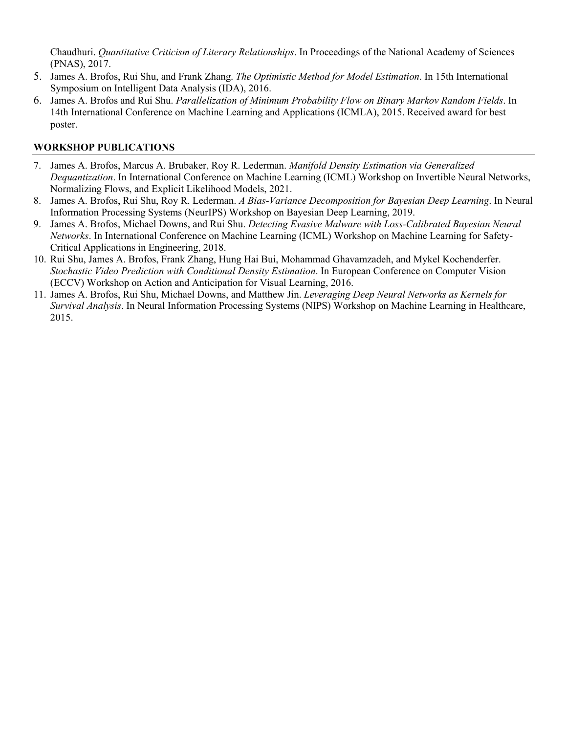Chaudhuri. *Quantitative Criticism of Literary Relationships*. In Proceedings of the National Academy of Sciences (PNAS), 2017.

5. James A. Brofos, Rui Shu, and Frank Zhang. *The Optimistic Method for Model Estimation*. In 15th International Symposium on Intelligent Data Analysis (IDA), 2016.
6. James A. Brofos and Rui Shu. *Parallelization of Minimum Probability Flow on Binary Markov Random Fields*. In 14th International Conference on Machine Learning and Applications (ICMLA), 2015. Received award for best poster.

## WORKSHOP PUBLICATIONS

7. James A. Brofos, Marcus A. Brubaker, Roy R. Lederman. *Manifold Density Estimation via Generalized Dequantization*. In International Conference on Machine Learning (ICML) Workshop on Invertible Neural Networks, Normalizing Flows, and Explicit Likelihood Models, 2021.
8. James A. Brofos, Rui Shu, Roy R. Lederman. *A Bias-Variance Decomposition for Bayesian Deep Learning*. In Neural Information Processing Systems (NeurIPS) Workshop on Bayesian Deep Learning, 2019.
9. James A. Brofos, Michael Downs, and Rui Shu. *Detecting Evasive Malware with Loss-Calibrated Bayesian Neural Networks*. In International Conference on Machine Learning (ICML) Workshop on Machine Learning for Safety-Critical Applications in Engineering, 2018.
10. Rui Shu, James A. Brofos, Frank Zhang, Hung Hai Bui, Mohammad Ghavamzadeh, and Mykel Kochenderfer. *Stochastic Video Prediction with Conditional Density Estimation*. In European Conference on Computer Vision (ECCV) Workshop on Action and Anticipation for Visual Learning, 2016.
11. James A. Brofos, Rui Shu, Michael Downs, and Matthew Jin. *Leveraging Deep Neural Networks as Kernels for Survival Analysis*. In Neural Information Processing Systems (NIPS) Workshop on Machine Learning in Healthcare, 2015.